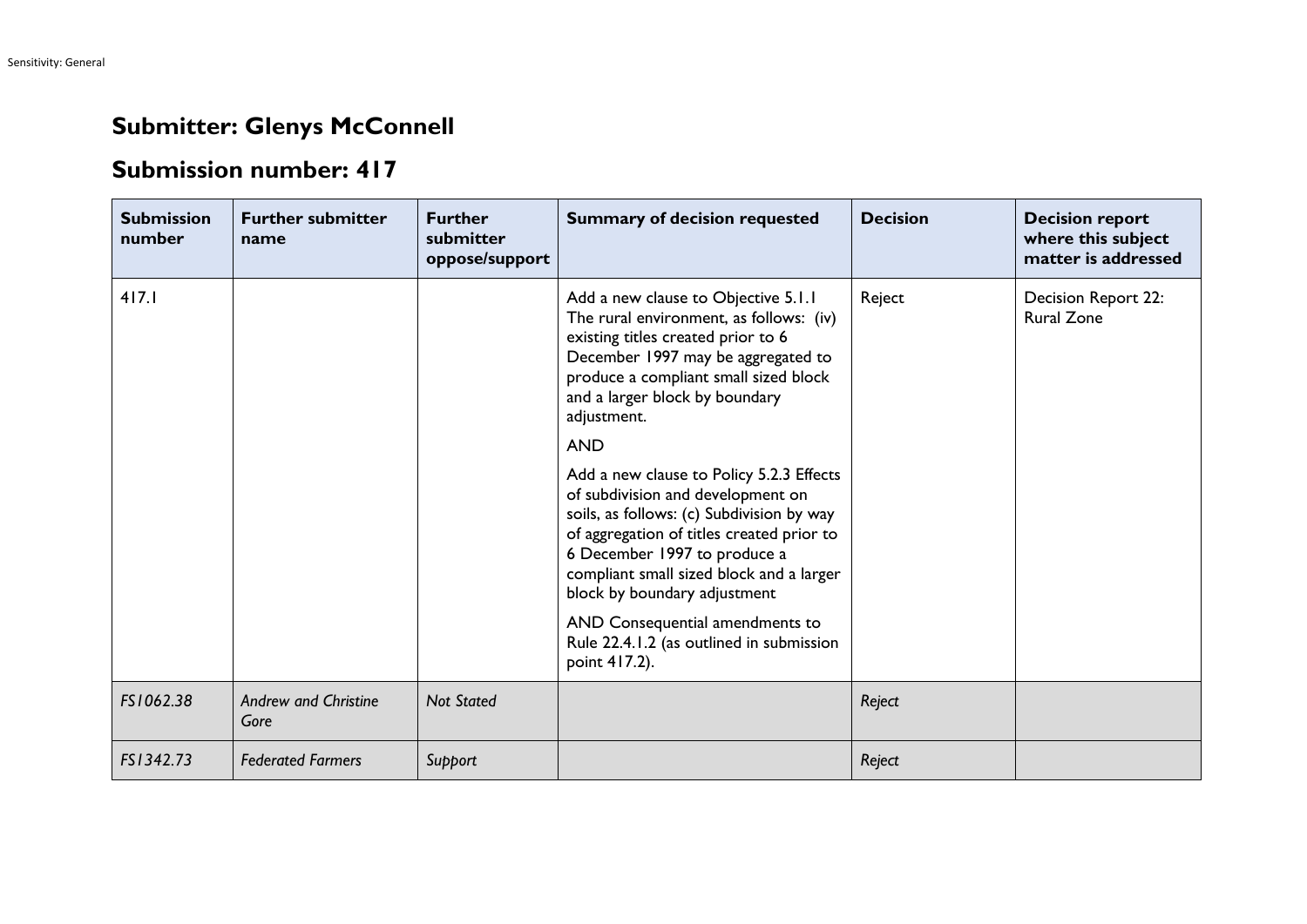## Submitter: Glenys McConnell

## Submission number: 417

| Submission number | Further submitter name | Further submitter oppose/support | Summary of decision requested | Decision | Decision report where this subject matter is addressed |
|---|---|---|---|---|---|
| 417.1 | | | Add a new clause to Objective 5.1.1 The rural environment, as follows: (iv) existing titles created prior to 6 December 1997 may be aggregated to produce a compliant small sized block and a larger block by boundary adjustment.<br><br>AND<br><br>Add a new clause to Policy 5.2.3 Effects of subdivision and development on soils, as follows: (c) Subdivision by way of aggregation of titles created prior to 6 December 1997 to produce a compliant small sized block and a larger block by boundary adjustment<br><br>AND Consequential amendments to Rule 22.4.1.2 (as outlined in submission point 417.2). | Reject | Decision Report 22: Rural Zone |
| *FS1062.38* | *Andrew and Christine Gore* | *Not Stated* | | *Reject* | |
| *FS1342.73* | *Federated Farmers* | *Support* | | *Reject* | |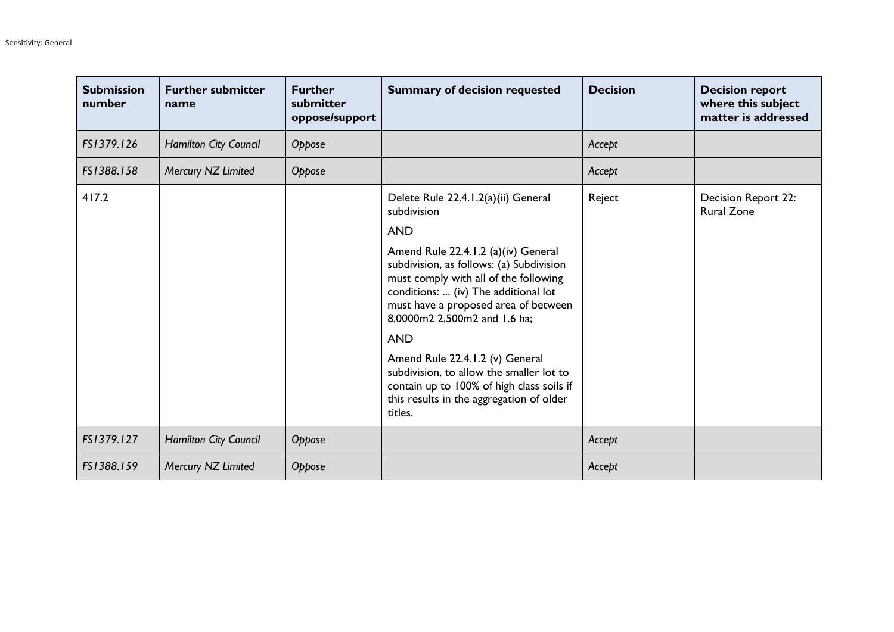| Submission number | Further submitter name | Further submitter oppose/support | Summary of decision requested | Decision | Decision report where this subject matter is addressed |
|---|---|---|---|---|---|
| *FS1379.126* | *Hamilton City Council* | *Oppose* | | *Accept* | |
| *FS1388.158* | *Mercury NZ Limited* | *Oppose* | | *Accept* | |
| 417.2 | | | Delete Rule 22.4.1.2(a)(ii) General subdivision<br><br>AND<br><br>Amend Rule 22.4.1.2 (a)(iv) General subdivision, as follows: (a) Subdivision must comply with all of the following conditions: ... (iv) The additional lot must have a proposed area of between 8,0000m2 2,500m2 and 1.6 ha;<br><br>AND<br><br>Amend Rule 22.4.1.2 (v) General subdivision, to allow the smaller lot to contain up to 100% of high class soils if this results in the aggregation of older titles. | Reject | Decision Report 22: Rural Zone |
| *FS1379.127* | *Hamilton City Council* | *Oppose* | | *Accept* | |
| *FS1388.159* | *Mercury NZ Limited* | *Oppose* | | *Accept* | |